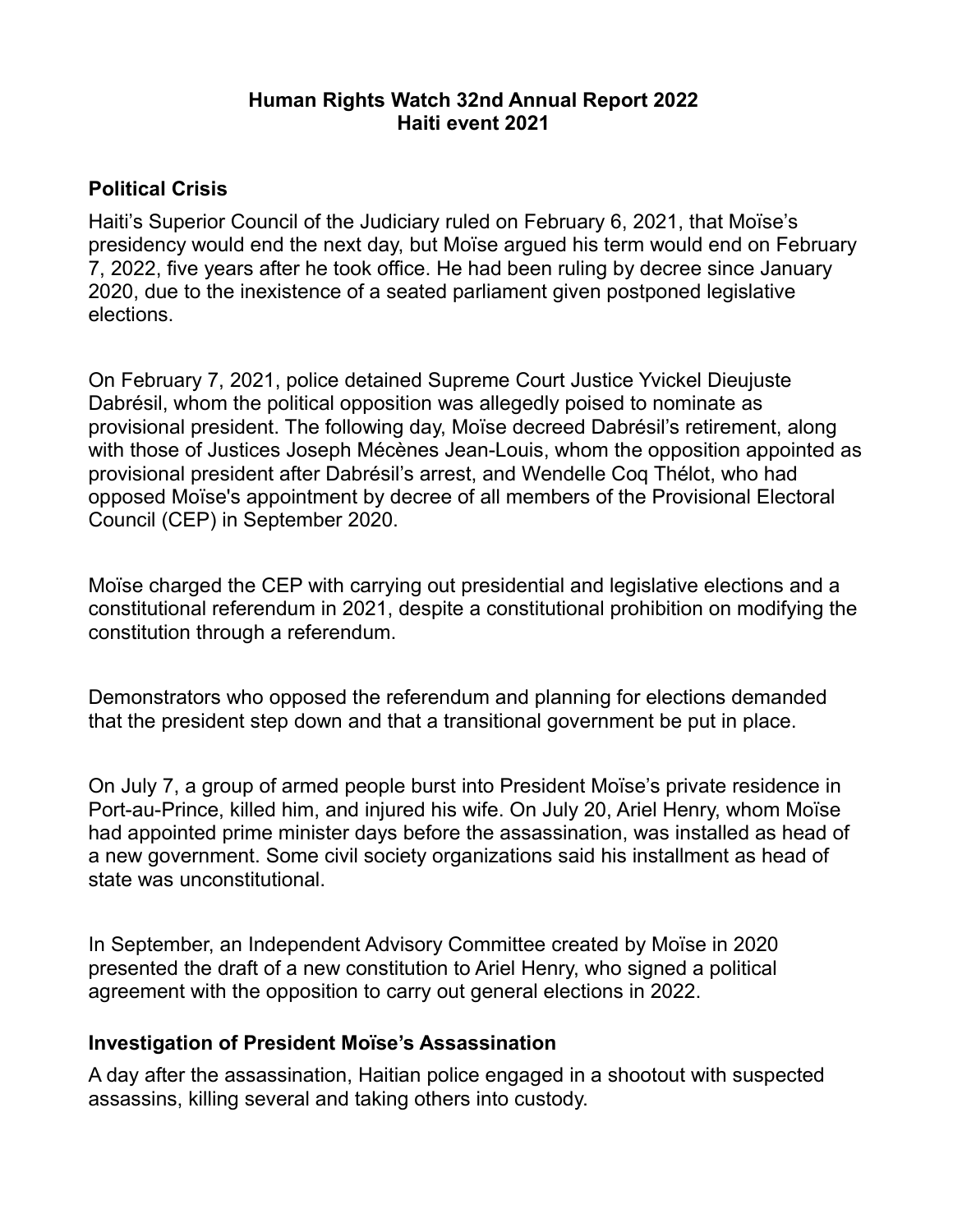# Human Rights Watch 32nd Annual Report 2022
# Haiti event 2021

## Political Crisis

Haiti's Superior Council of the Judiciary ruled on February 6, 2021, that Moïse's presidency would end the next day, but Moïse argued his term would end on February 7, 2022, five years after he took office. He had been ruling by decree since January 2020, due to the inexistence of a seated parliament given postponed legislative elections.

On February 7, 2021, police detained Supreme Court Justice Yvickel Dieujuste Dabrésil, whom the political opposition was allegedly poised to nominate as provisional president. The following day, Moïse decreed Dabrésil's retirement, along with those of Justices Joseph Mécènes Jean-Louis, whom the opposition appointed as provisional president after Dabrésil's arrest, and Wendelle Coq Thélot, who had opposed Moïse's appointment by decree of all members of the Provisional Electoral Council (CEP) in September 2020.

Moïse charged the CEP with carrying out presidential and legislative elections and a constitutional referendum in 2021, despite a constitutional prohibition on modifying the constitution through a referendum.

Demonstrators who opposed the referendum and planning for elections demanded that the president step down and that a transitional government be put in place.

On July 7, a group of armed people burst into President Moïse's private residence in Port-au-Prince, killed him, and injured his wife. On July 20, Ariel Henry, whom Moïse had appointed prime minister days before the assassination, was installed as head of a new government. Some civil society organizations said his installment as head of state was unconstitutional.

In September, an Independent Advisory Committee created by Moïse in 2020 presented the draft of a new constitution to Ariel Henry, who signed a political agreement with the opposition to carry out general elections in 2022.

## Investigation of President Moïse's Assassination

A day after the assassination, Haitian police engaged in a shootout with suspected assassins, killing several and taking others into custody.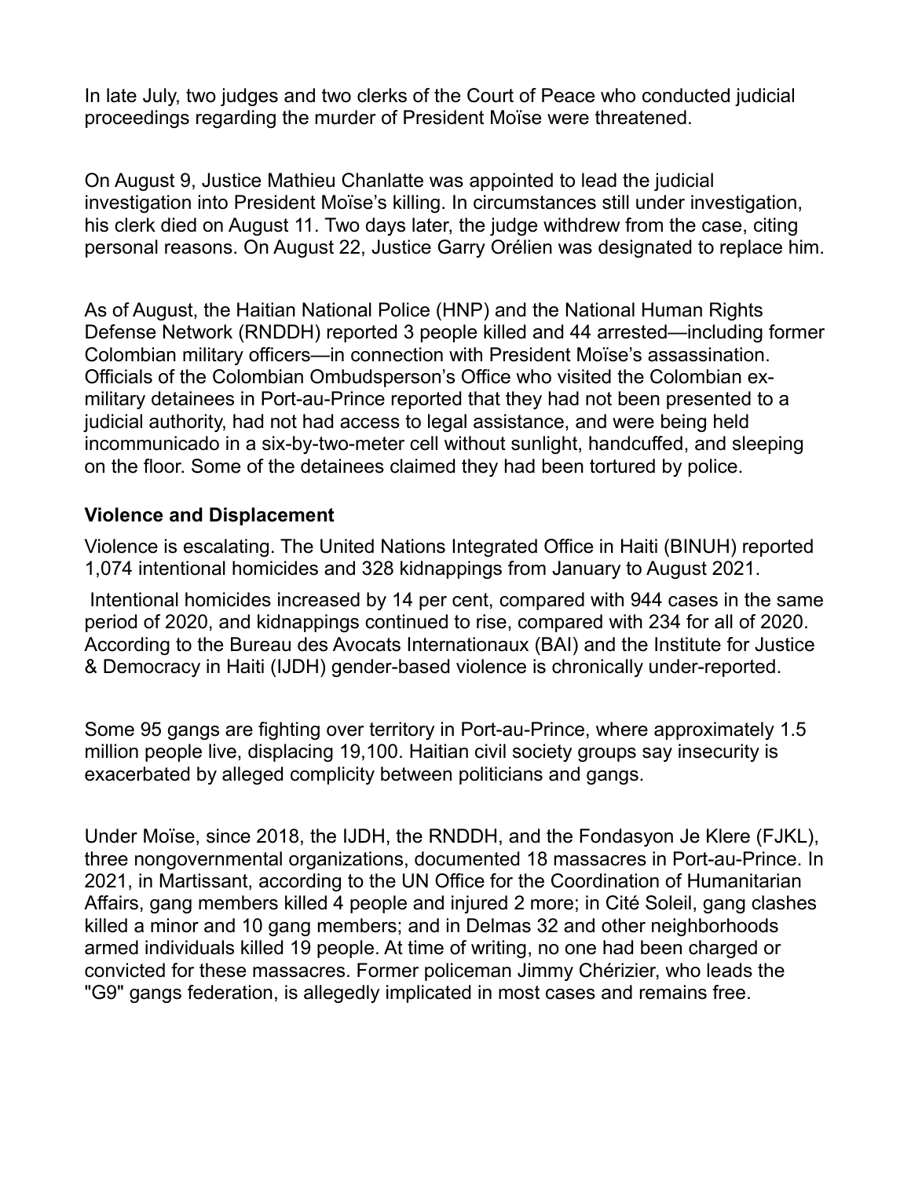In late July, two judges and two clerks of the Court of Peace who conducted judicial proceedings regarding the murder of President Moïse were threatened.

On August 9, Justice Mathieu Chanlatte was appointed to lead the judicial investigation into President Moïse's killing. In circumstances still under investigation, his clerk died on August 11. Two days later, the judge withdrew from the case, citing personal reasons. On August 22, Justice Garry Orélien was designated to replace him.

As of August, the Haitian National Police (HNP) and the National Human Rights Defense Network (RNDDH) reported 3 people killed and 44 arrested—including former Colombian military officers—in connection with President Moïse's assassination. Officials of the Colombian Ombudsperson's Office who visited the Colombian ex-military detainees in Port-au-Prince reported that they had not been presented to a judicial authority, had not had access to legal assistance, and were being held incommunicado in a six-by-two-meter cell without sunlight, handcuffed, and sleeping on the floor. Some of the detainees claimed they had been tortured by police.

### Violence and Displacement

Violence is escalating. The United Nations Integrated Office in Haiti (BINUH) reported 1,074 intentional homicides and 328 kidnappings from January to August 2021.

Intentional homicides increased by 14 per cent, compared with 944 cases in the same period of 2020, and kidnappings continued to rise, compared with 234 for all of 2020. According to the Bureau des Avocats Internationaux (BAI) and the Institute for Justice & Democracy in Haiti (IJDH) gender-based violence is chronically under-reported.

Some 95 gangs are fighting over territory in Port-au-Prince, where approximately 1.5 million people live, displacing 19,100. Haitian civil society groups say insecurity is exacerbated by alleged complicity between politicians and gangs.

Under Moïse, since 2018, the IJDH, the RNDDH, and the Fondasyon Je Klere (FJKL), three nongovernmental organizations, documented 18 massacres in Port-au-Prince. In 2021, in Martissant, according to the UN Office for the Coordination of Humanitarian Affairs, gang members killed 4 people and injured 2 more; in Cité Soleil, gang clashes killed a minor and 10 gang members; and in Delmas 32 and other neighborhoods armed individuals killed 19 people. At time of writing, no one had been charged or convicted for these massacres. Former policeman Jimmy Chérizier, who leads the "G9" gangs federation, is allegedly implicated in most cases and remains free.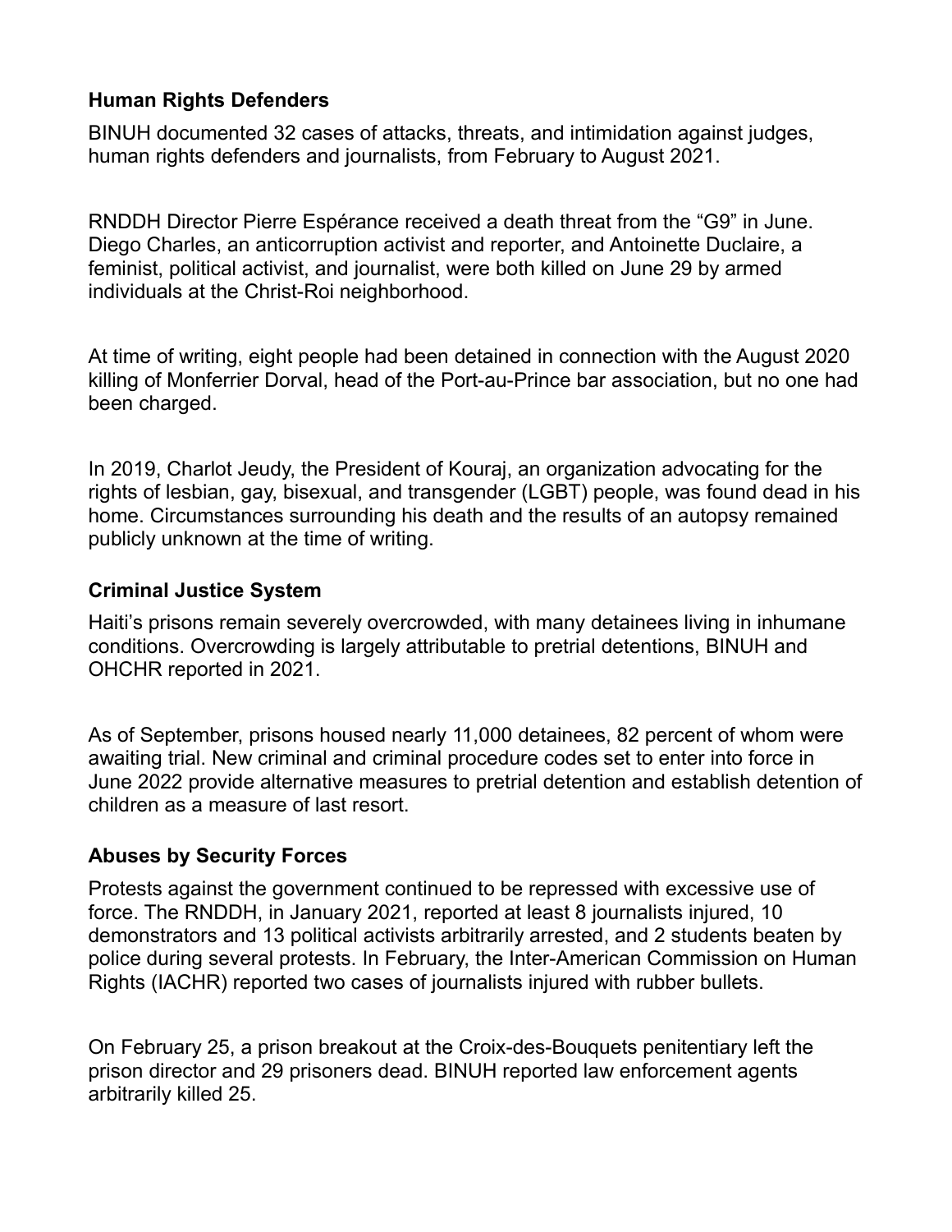### Human Rights Defenders

BINUH documented 32 cases of attacks, threats, and intimidation against judges, human rights defenders and journalists, from February to August 2021.

RNDDH Director Pierre Espérance received a death threat from the "G9" in June. Diego Charles, an anticorruption activist and reporter, and Antoinette Duclaire, a feminist, political activist, and journalist, were both killed on June 29 by armed individuals at the Christ-Roi neighborhood.

At time of writing, eight people had been detained in connection with the August 2020 killing of Monferrier Dorval, head of the Port-au-Prince bar association, but no one had been charged.

In 2019, Charlot Jeudy, the President of Kouraj, an organization advocating for the rights of lesbian, gay, bisexual, and transgender (LGBT) people, was found dead in his home. Circumstances surrounding his death and the results of an autopsy remained publicly unknown at the time of writing.

### Criminal Justice System

Haiti's prisons remain severely overcrowded, with many detainees living in inhumane conditions. Overcrowding is largely attributable to pretrial detentions, BINUH and OHCHR reported in 2021.

As of September, prisons housed nearly 11,000 detainees, 82 percent of whom were awaiting trial. New criminal and criminal procedure codes set to enter into force in June 2022 provide alternative measures to pretrial detention and establish detention of children as a measure of last resort.

### Abuses by Security Forces

Protests against the government continued to be repressed with excessive use of force. The RNDDH, in January 2021, reported at least 8 journalists injured, 10 demonstrators and 13 political activists arbitrarily arrested, and 2 students beaten by police during several protests. In February, the Inter-American Commission on Human Rights (IACHR) reported two cases of journalists injured with rubber bullets.

On February 25, a prison breakout at the Croix-des-Bouquets penitentiary left the prison director and 29 prisoners dead. BINUH reported law enforcement agents arbitrarily killed 25.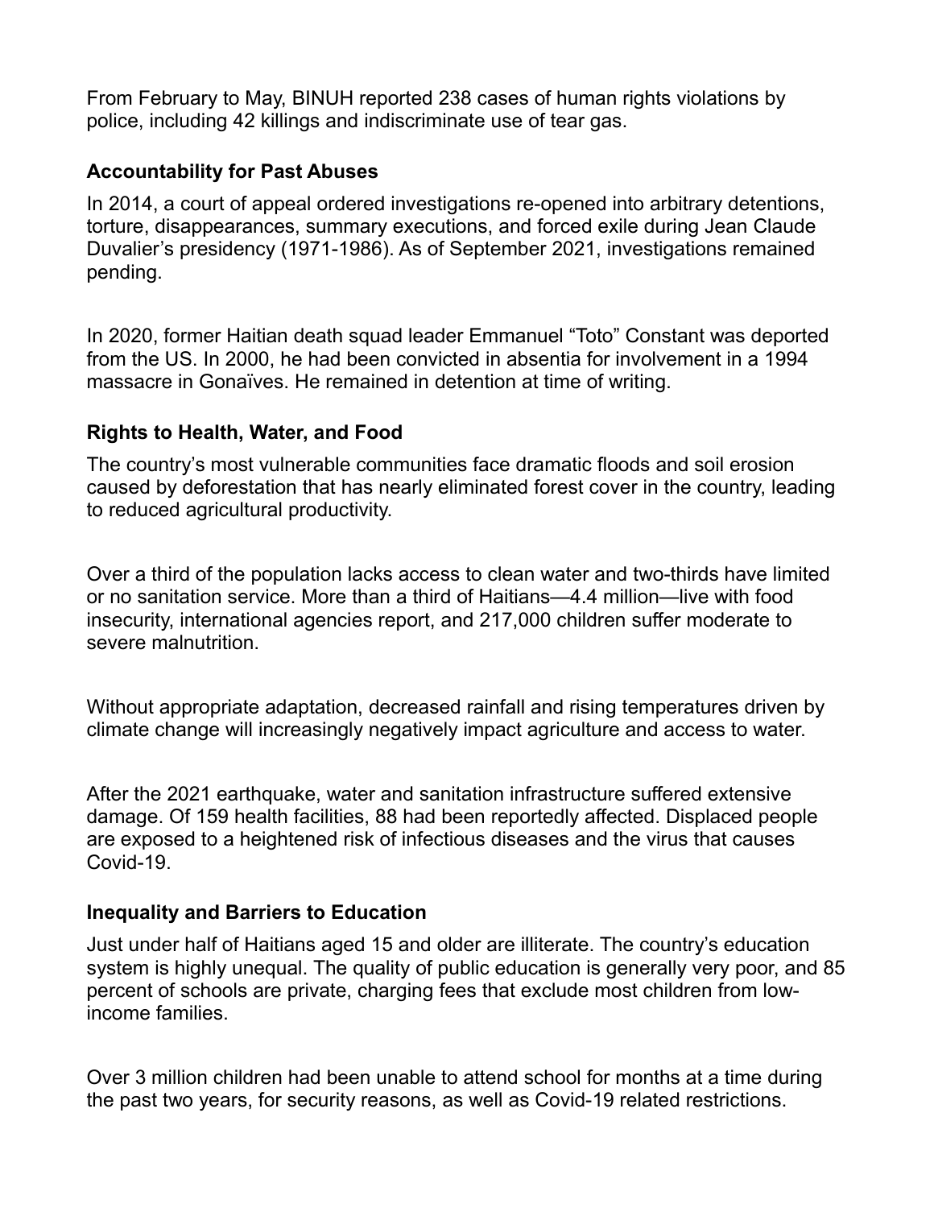From February to May, BINUH reported 238 cases of human rights violations by police, including 42 killings and indiscriminate use of tear gas.

### Accountability for Past Abuses

In 2014, a court of appeal ordered investigations re-opened into arbitrary detentions, torture, disappearances, summary executions, and forced exile during Jean Claude Duvalier's presidency (1971-1986). As of September 2021, investigations remained pending.

In 2020, former Haitian death squad leader Emmanuel "Toto" Constant was deported from the US. In 2000, he had been convicted in absentia for involvement in a 1994 massacre in Gonaïves. He remained in detention at time of writing.

### Rights to Health, Water, and Food

The country's most vulnerable communities face dramatic floods and soil erosion caused by deforestation that has nearly eliminated forest cover in the country, leading to reduced agricultural productivity.

Over a third of the population lacks access to clean water and two-thirds have limited or no sanitation service. More than a third of Haitians—4.4 million—live with food insecurity, international agencies report, and 217,000 children suffer moderate to severe malnutrition.

Without appropriate adaptation, decreased rainfall and rising temperatures driven by climate change will increasingly negatively impact agriculture and access to water.

After the 2021 earthquake, water and sanitation infrastructure suffered extensive damage. Of 159 health facilities, 88 had been reportedly affected. Displaced people are exposed to a heightened risk of infectious diseases and the virus that causes Covid-19.

### Inequality and Barriers to Education

Just under half of Haitians aged 15 and older are illiterate. The country's education system is highly unequal. The quality of public education is generally very poor, and 85 percent of schools are private, charging fees that exclude most children from low-income families.

Over 3 million children had been unable to attend school for months at a time during the past two years, for security reasons, as well as Covid-19 related restrictions.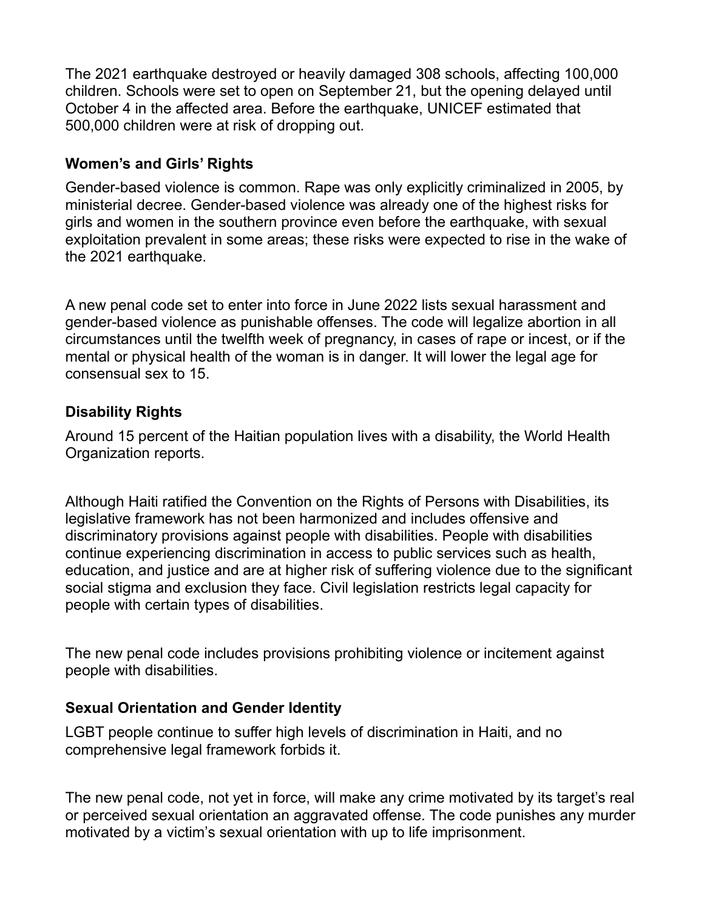The 2021 earthquake destroyed or heavily damaged 308 schools, affecting 100,000 children. Schools were set to open on September 21, but the opening delayed until October 4 in the affected area. Before the earthquake, UNICEF estimated that 500,000 children were at risk of dropping out.

## Women's and Girls' Rights

Gender-based violence is common. Rape was only explicitly criminalized in 2005, by ministerial decree. Gender-based violence was already one of the highest risks for girls and women in the southern province even before the earthquake, with sexual exploitation prevalent in some areas; these risks were expected to rise in the wake of the 2021 earthquake.

A new penal code set to enter into force in June 2022 lists sexual harassment and gender-based violence as punishable offenses. The code will legalize abortion in all circumstances until the twelfth week of pregnancy, in cases of rape or incest, or if the mental or physical health of the woman is in danger. It will lower the legal age for consensual sex to 15.

## Disability Rights

Around 15 percent of the Haitian population lives with a disability, the World Health Organization reports.

Although Haiti ratified the Convention on the Rights of Persons with Disabilities, its legislative framework has not been harmonized and includes offensive and discriminatory provisions against people with disabilities. People with disabilities continue experiencing discrimination in access to public services such as health, education, and justice and are at higher risk of suffering violence due to the significant social stigma and exclusion they face. Civil legislation restricts legal capacity for people with certain types of disabilities.

The new penal code includes provisions prohibiting violence or incitement against people with disabilities.

## Sexual Orientation and Gender Identity

LGBT people continue to suffer high levels of discrimination in Haiti, and no comprehensive legal framework forbids it.

The new penal code, not yet in force, will make any crime motivated by its target's real or perceived sexual orientation an aggravated offense. The code punishes any murder motivated by a victim's sexual orientation with up to life imprisonment.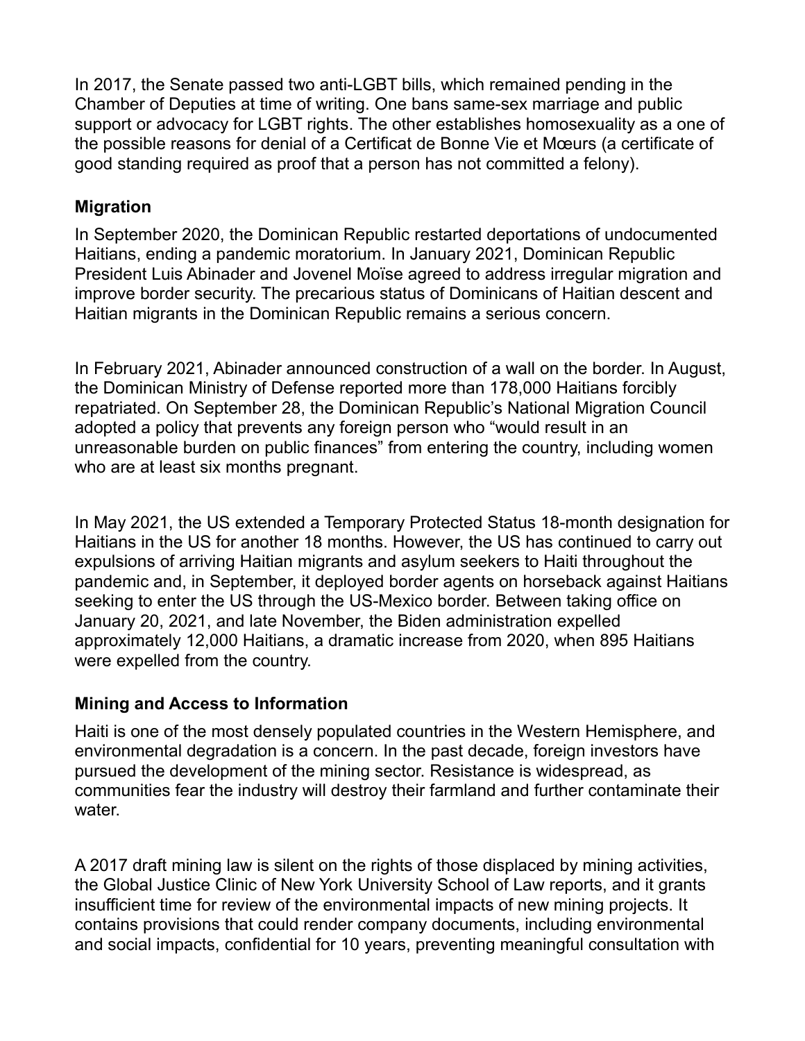In 2017, the Senate passed two anti-LGBT bills, which remained pending in the Chamber of Deputies at time of writing. One bans same-sex marriage and public support or advocacy for LGBT rights. The other establishes homosexuality as a one of the possible reasons for denial of a Certificat de Bonne Vie et Mœurs (a certificate of good standing required as proof that a person has not committed a felony).

## Migration

In September 2020, the Dominican Republic restarted deportations of undocumented Haitians, ending a pandemic moratorium. In January 2021, Dominican Republic President Luis Abinader and Jovenel Moïse agreed to address irregular migration and improve border security. The precarious status of Dominicans of Haitian descent and Haitian migrants in the Dominican Republic remains a serious concern.

In February 2021, Abinader announced construction of a wall on the border. In August, the Dominican Ministry of Defense reported more than 178,000 Haitians forcibly repatriated. On September 28, the Dominican Republic's National Migration Council adopted a policy that prevents any foreign person who "would result in an unreasonable burden on public finances" from entering the country, including women who are at least six months pregnant.

In May 2021, the US extended a Temporary Protected Status 18-month designation for Haitians in the US for another 18 months. However, the US has continued to carry out expulsions of arriving Haitian migrants and asylum seekers to Haiti throughout the pandemic and, in September, it deployed border agents on horseback against Haitians seeking to enter the US through the US-Mexico border. Between taking office on January 20, 2021, and late November, the Biden administration expelled approximately 12,000 Haitians, a dramatic increase from 2020, when 895 Haitians were expelled from the country.

## Mining and Access to Information

Haiti is one of the most densely populated countries in the Western Hemisphere, and environmental degradation is a concern. In the past decade, foreign investors have pursued the development of the mining sector. Resistance is widespread, as communities fear the industry will destroy their farmland and further contaminate their water.

A 2017 draft mining law is silent on the rights of those displaced by mining activities, the Global Justice Clinic of New York University School of Law reports, and it grants insufficient time for review of the environmental impacts of new mining projects. It contains provisions that could render company documents, including environmental and social impacts, confidential for 10 years, preventing meaningful consultation with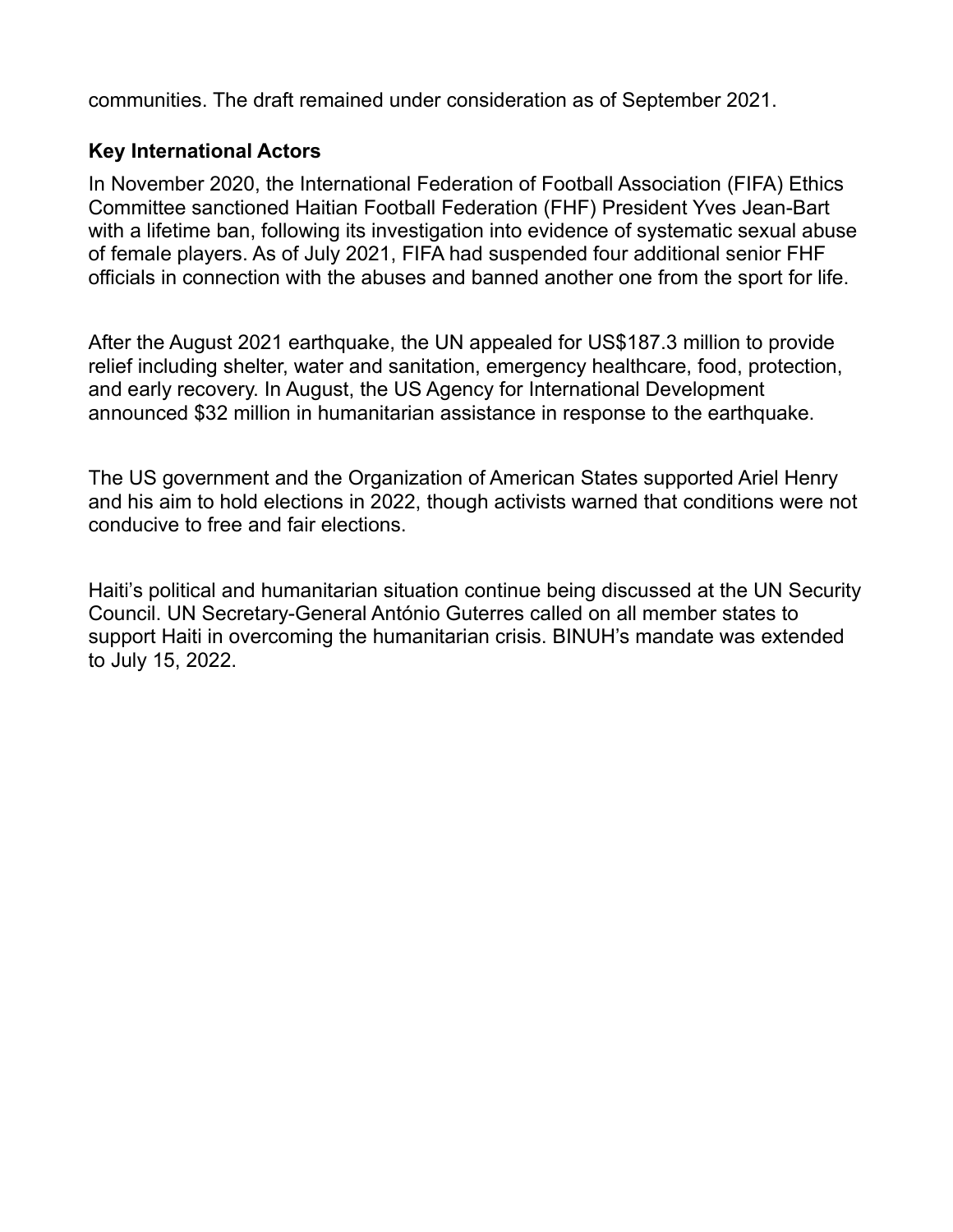communities. The draft remained under consideration as of September 2021.

## Key International Actors

In November 2020, the International Federation of Football Association (FIFA) Ethics Committee sanctioned Haitian Football Federation (FHF) President Yves Jean-Bart with a lifetime ban, following its investigation into evidence of systematic sexual abuse of female players. As of July 2021, FIFA had suspended four additional senior FHF officials in connection with the abuses and banned another one from the sport for life.

After the August 2021 earthquake, the UN appealed for US$187.3 million to provide relief including shelter, water and sanitation, emergency healthcare, food, protection, and early recovery. In August, the US Agency for International Development announced $32 million in humanitarian assistance in response to the earthquake.

The US government and the Organization of American States supported Ariel Henry and his aim to hold elections in 2022, though activists warned that conditions were not conducive to free and fair elections.

Haiti's political and humanitarian situation continue being discussed at the UN Security Council. UN Secretary-General António Guterres called on all member states to support Haiti in overcoming the humanitarian crisis. BINUH's mandate was extended to July 15, 2022.